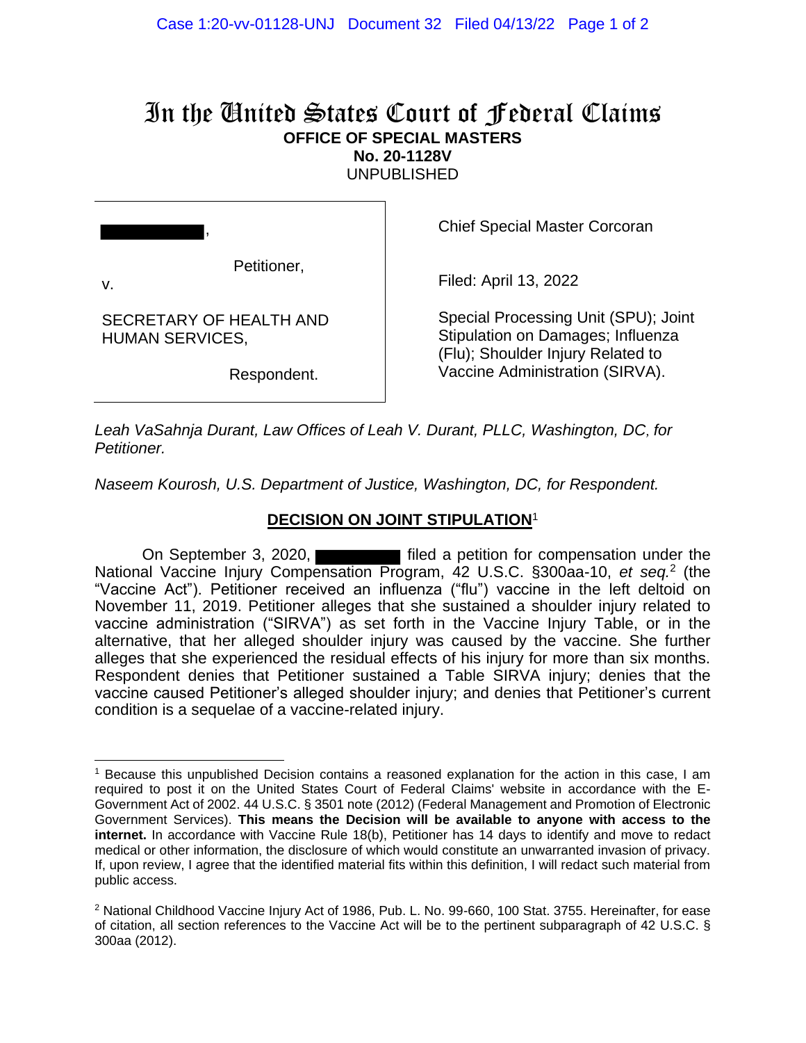# In the United States Court of Federal Claims

**OFFICE OF SPECIAL MASTERS**
**No. 20-1128V**
UNPUBLISHED

| | |
|---|---|
| ███████████,<br><br>Petitioner,<br>v.<br><br>SECRETARY OF HEALTH AND HUMAN SERVICES,<br><br>Respondent. | Chief Special Master Corcoran<br><br>Filed: April 13, 2022<br><br>Special Processing Unit (SPU); Joint Stipulation on Damages; Influenza (Flu); Shoulder Injury Related to Vaccine Administration (SIRVA). |

*Leah VaSahnja Durant, Law Offices of Leah V. Durant, PLLC, Washington, DC, for Petitioner.*

*Naseem Kourosh, U.S. Department of Justice, Washington, DC, for Respondent.*

## DECISION ON JOINT STIPULATION[1]

On September 3, 2020, ██████████ filed a petition for compensation under the National Vaccine Injury Compensation Program, 42 U.S.C. §300aa-10, *et seq.*[2] (the "Vaccine Act"). Petitioner received an influenza ("flu") vaccine in the left deltoid on November 11, 2019. Petitioner alleges that she sustained a shoulder injury related to vaccine administration ("SIRVA") as set forth in the Vaccine Injury Table, or in the alternative, that her alleged shoulder injury was caused by the vaccine. She further alleges that she experienced the residual effects of his injury for more than six months. Respondent denies that Petitioner sustained a Table SIRVA injury; denies that the vaccine caused Petitioner's alleged shoulder injury; and denies that Petitioner's current condition is a sequelae of a vaccine-related injury.

---

[1] Because this unpublished Decision contains a reasoned explanation for the action in this case, I am required to post it on the United States Court of Federal Claims' website in accordance with the E-Government Act of 2002. 44 U.S.C. § 3501 note (2012) (Federal Management and Promotion of Electronic Government Services). **This means the Decision will be available to anyone with access to the internet.** In accordance with Vaccine Rule 18(b), Petitioner has 14 days to identify and move to redact medical or other information, the disclosure of which would constitute an unwarranted invasion of privacy. If, upon review, I agree that the identified material fits within this definition, I will redact such material from public access.

[2] National Childhood Vaccine Injury Act of 1986, Pub. L. No. 99-660, 100 Stat. 3755. Hereinafter, for ease of citation, all section references to the Vaccine Act will be to the pertinent subparagraph of 42 U.S.C. § 300aa (2012).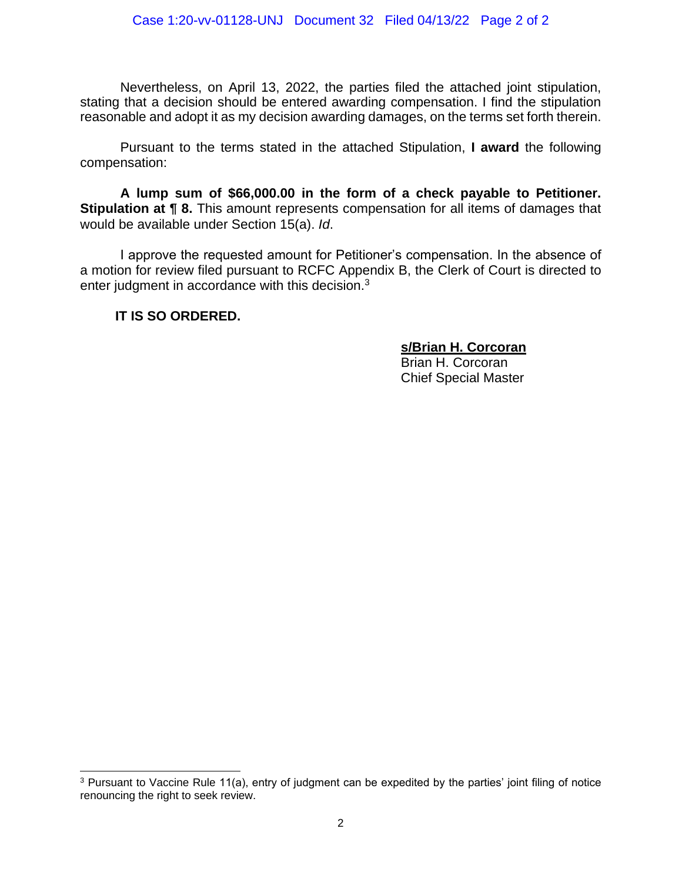Nevertheless, on April 13, 2022, the parties filed the attached joint stipulation, stating that a decision should be entered awarding compensation. I find the stipulation reasonable and adopt it as my decision awarding damages, on the terms set forth therein.

Pursuant to the terms stated in the attached Stipulation, **I award** the following compensation:

**A lump sum of $66,000.00 in the form of a check payable to Petitioner. Stipulation at ¶ 8.** This amount represents compensation for all items of damages that would be available under Section 15(a). *Id*.

I approve the requested amount for Petitioner's compensation. In the absence of a motion for review filed pursuant to RCFC Appendix B, the Clerk of Court is directed to enter judgment in accordance with this decision.[3]

**IT IS SO ORDERED.**

**s/Brian H. Corcoran**
Brian H. Corcoran
Chief Special Master

---

[3] Pursuant to Vaccine Rule 11(a), entry of judgment can be expedited by the parties' joint filing of notice renouncing the right to seek review.